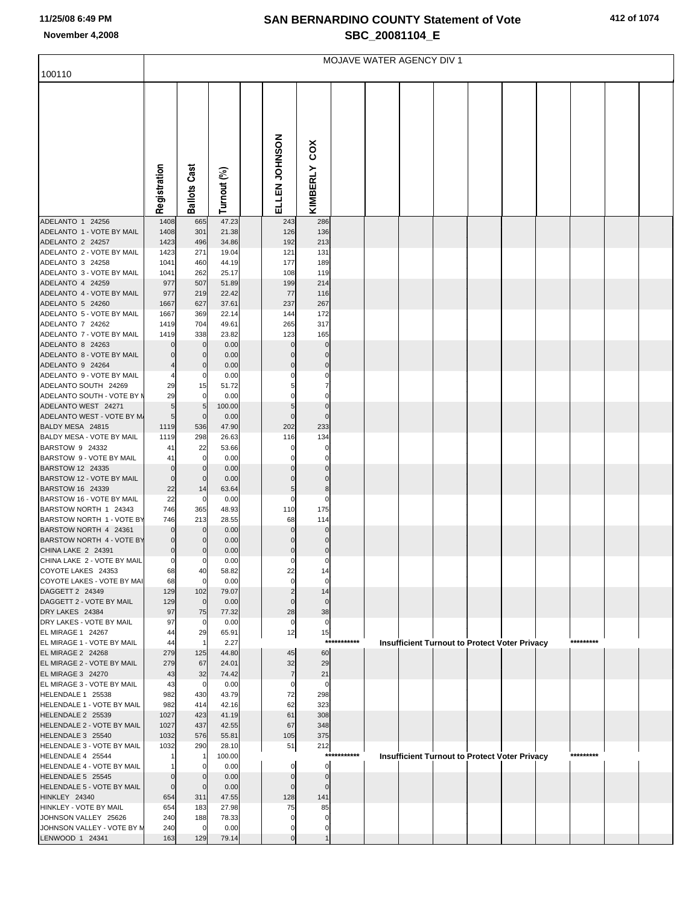# SAN BERNARDINO COUNTY Statement of Vote

## SBC_20081104_E

November 4,2008

100110

MOJAVE WATER AGENCY DIV 1

| | Registration | Ballots Cast | Turnout (%) | | ELLEN JOHNSON | KIMBERLY COX |
|---|---|---|---|---|---|---|
| ADELANTO 1 24256 | 1408 | 665 | 47.23 | | 243 | 286 |
| ADELANTO 1 - VOTE BY MAIL | 1408 | 301 | 21.38 | | 126 | 136 |
| ADELANTO 2 24257 | 1423 | 496 | 34.86 | | 192 | 213 |
| ADELANTO 2 - VOTE BY MAIL | 1423 | 271 | 19.04 | | 121 | 131 |
| ADELANTO 3 24258 | 1041 | 460 | 44.19 | | 177 | 189 |
| ADELANTO 3 - VOTE BY MAIL | 1041 | 262 | 25.17 | | 108 | 119 |
| ADELANTO 4 24259 | 977 | 507 | 51.89 | | 199 | 214 |
| ADELANTO 4 - VOTE BY MAIL | 977 | 219 | 22.42 | | 77 | 116 |
| ADELANTO 5 24260 | 1667 | 627 | 37.61 | | 237 | 267 |
| ADELANTO 5 - VOTE BY MAIL | 1667 | 369 | 22.14 | | 144 | 172 |
| ADELANTO 7 24262 | 1419 | 704 | 49.61 | | 265 | 317 |
| ADELANTO 7 - VOTE BY MAIL | 1419 | 338 | 23.82 | | 123 | 165 |
| ADELANTO 8 24263 | 0 | 0 | 0.00 | | 0 | 0 |
| ADELANTO 8 - VOTE BY MAIL | 0 | 0 | 0.00 | | 0 | 0 |
| ADELANTO 9 24264 | 4 | 0 | 0.00 | | 0 | 0 |
| ADELANTO 9 - VOTE BY MAIL | 4 | 0 | 0.00 | | 0 | 0 |
| ADELANTO SOUTH 24269 | 29 | 15 | 51.72 | | 5 | 7 |
| ADELANTO SOUTH - VOTE BY M | 29 | 0 | 0.00 | | 0 | 0 |
| ADELANTO WEST 24271 | 5 | 5 | 100.00 | | 5 | 0 |
| ADELANTO WEST - VOTE BY MA | 5 | 0 | 0.00 | | 0 | 0 |
| BALDY MESA 24815 | 1119 | 536 | 47.90 | | 202 | 233 |
| BALDY MESA - VOTE BY MAIL | 1119 | 298 | 26.63 | | 116 | 134 |
| BARSTOW 9 24332 | 41 | 22 | 53.66 | | 0 | 0 |
| BARSTOW 9 - VOTE BY MAIL | 41 | 0 | 0.00 | | 0 | 0 |
| BARSTOW 12 24335 | 0 | 0 | 0.00 | | 0 | 0 |
| BARSTOW 12 - VOTE BY MAIL | 0 | 0 | 0.00 | | 0 | 0 |
| BARSTOW 16 24339 | 22 | 14 | 63.64 | | 5 | 8 |
| BARSTOW 16 - VOTE BY MAIL | 22 | 0 | 0.00 | | 0 | 0 |
| BARSTOW NORTH 1 24343 | 746 | 365 | 48.93 | | 110 | 175 |
| BARSTOW NORTH 1 - VOTE BY | 746 | 213 | 28.55 | | 68 | 114 |
| BARSTOW NORTH 4 24361 | 0 | 0 | 0.00 | | 0 | 0 |
| BARSTOW NORTH 4 - VOTE BY | 0 | 0 | 0.00 | | 0 | 0 |
| CHINA LAKE 2 24391 | 0 | 0 | 0.00 | | 0 | 0 |
| CHINA LAKE 2 - VOTE BY MAIL | 0 | 0 | 0.00 | | 0 | 0 |
| COYOTE LAKES 24353 | 68 | 40 | 58.82 | | 22 | 14 |
| COYOTE LAKES - VOTE BY MAI | 68 | 0 | 0.00 | | 0 | 0 |
| DAGGETT 2 24349 | 129 | 102 | 79.07 | | 2 | 14 |
| DAGGETT 2 - VOTE BY MAIL | 129 | 0 | 0.00 | | 0 | 0 |
| DRY LAKES 24384 | 97 | 75 | 77.32 | | 28 | 38 |
| DRY LAKES - VOTE BY MAIL | 97 | 0 | 0.00 | | 0 | 0 |
| EL MIRAGE 1 24267 | 44 | 29 | 65.91 | | 12 | 15 |
| EL MIRAGE 1 - VOTE BY MAIL | 44 | 1 | 2.27 | | *********** Insufficient Turnout to Protect Voter Privacy ********* | |
| EL MIRAGE 2 24268 | 279 | 125 | 44.80 | | 45 | 60 |
| EL MIRAGE 2 - VOTE BY MAIL | 279 | 67 | 24.01 | | 32 | 29 |
| EL MIRAGE 3 24270 | 43 | 32 | 74.42 | | 7 | 21 |
| EL MIRAGE 3 - VOTE BY MAIL | 43 | 0 | 0.00 | | 0 | 0 |
| HELENDALE 1 25538 | 982 | 430 | 43.79 | | 72 | 298 |
| HELENDALE 1 - VOTE BY MAIL | 982 | 414 | 42.16 | | 62 | 323 |
| HELENDALE 2 25539 | 1027 | 423 | 41.19 | | 61 | 308 |
| HELENDALE 2 - VOTE BY MAIL | 1027 | 437 | 42.55 | | 67 | 348 |
| HELENDALE 3 25540 | 1032 | 576 | 55.81 | | 105 | 375 |
| HELENDALE 3 - VOTE BY MAIL | 1032 | 290 | 28.10 | | 51 | 212 |
| HELENDALE 4 25544 | 1 | 1 | 100.00 | | *********** Insufficient Turnout to Protect Voter Privacy ********* | |
| HELENDALE 4 - VOTE BY MAIL | 1 | 0 | 0.00 | | 0 | 0 |
| HELENDALE 5 25545 | 0 | 0 | 0.00 | | 0 | 0 |
| HELENDALE 5 - VOTE BY MAIL | 0 | 0 | 0.00 | | 0 | 0 |
| HINKLEY 24340 | 654 | 311 | 47.55 | | 128 | 141 |
| HINKLEY - VOTE BY MAIL | 654 | 183 | 27.98 | | 75 | 85 |
| JOHNSON VALLEY 25626 | 240 | 188 | 78.33 | | 0 | 0 |
| JOHNSON VALLEY - VOTE BY M | 240 | 0 | 0.00 | | 0 | 0 |
| LENWOOD 1 24341 | 163 | 129 | 79.14 | | 0 | 1 |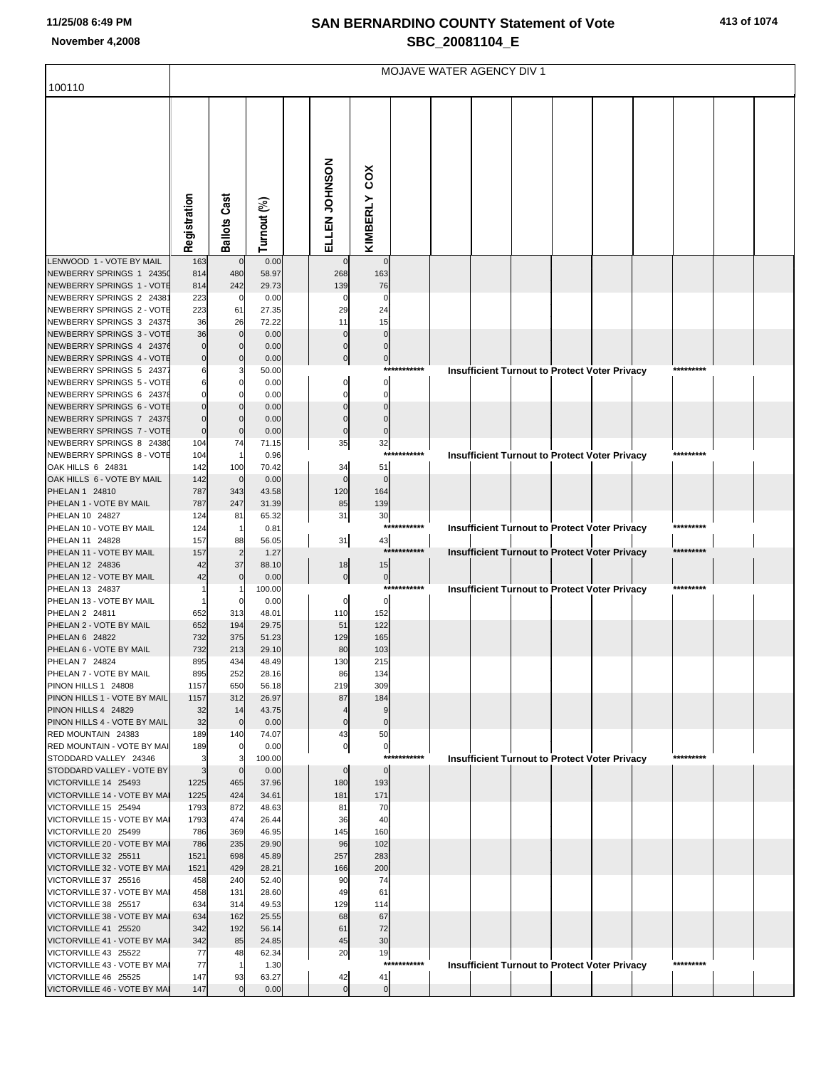# SAN BERNARDINO COUNTY Statement of Vote

## SBC_20081104_E

November 4,2008

100110

MOJAVE WATER AGENCY DIV 1

| | Registration | Ballots Cast | Turnout (%) | ELLEN JOHNSON | KIMBERLY COX |
|---|---|---|---|---|---|
| LENWOOD 1 - VOTE BY MAIL | 163 | 0 | 0.00 | 0 | 0 |
| NEWBERRY SPRINGS 1 24350 | 814 | 480 | 58.97 | 268 | 163 |
| NEWBERRY SPRINGS 1 - VOTE | 814 | 242 | 29.73 | 139 | 76 |
| NEWBERRY SPRINGS 2 24381 | 223 | 0 | 0.00 | 0 | 0 |
| NEWBERRY SPRINGS 2 - VOTE | 223 | 61 | 27.35 | 29 | 24 |
| NEWBERRY SPRINGS 3 24375 | 36 | 26 | 72.22 | 11 | 15 |
| NEWBERRY SPRINGS 3 - VOTE | 36 | 0 | 0.00 | 0 | 0 |
| NEWBERRY SPRINGS 4 24376 | 0 | 0 | 0.00 | 0 | 0 |
| NEWBERRY SPRINGS 4 - VOTE | 0 | 0 | 0.00 | 0 | 0 |
| NEWBERRY SPRINGS 5 24377 | 6 | 3 | 50.00 | *********** Insufficient Turnout to Protect Voter Privacy ********* | |
| NEWBERRY SPRINGS 5 - VOTE | 6 | 0 | 0.00 | 0 | 0 |
| NEWBERRY SPRINGS 6 24378 | 0 | 0 | 0.00 | 0 | 0 |
| NEWBERRY SPRINGS 6 - VOTE | 0 | 0 | 0.00 | 0 | 0 |
| NEWBERRY SPRINGS 7 24379 | 0 | 0 | 0.00 | 0 | 0 |
| NEWBERRY SPRINGS 7 - VOTE | 0 | 0 | 0.00 | 0 | 0 |
| NEWBERRY SPRINGS 8 24380 | 104 | 74 | 71.15 | 35 | 32 |
| NEWBERRY SPRINGS 8 - VOTE | 104 | 1 | 0.96 | *********** Insufficient Turnout to Protect Voter Privacy ********* | |
| OAK HILLS 6 24831 | 142 | 100 | 70.42 | 34 | 51 |
| OAK HILLS 6 - VOTE BY MAIL | 142 | 0 | 0.00 | 0 | 0 |
| PHELAN 1 24810 | 787 | 343 | 43.58 | 120 | 164 |
| PHELAN 1 - VOTE BY MAIL | 787 | 247 | 31.39 | 85 | 139 |
| PHELAN 10 24827 | 124 | 81 | 65.32 | 31 | 30 |
| PHELAN 10 - VOTE BY MAIL | 124 | 1 | 0.81 | *********** Insufficient Turnout to Protect Voter Privacy ********* | |
| PHELAN 11 24828 | 157 | 88 | 56.05 | 31 | 43 |
| PHELAN 11 - VOTE BY MAIL | 157 | 2 | 1.27 | *********** Insufficient Turnout to Protect Voter Privacy ********* | |
| PHELAN 12 24836 | 42 | 37 | 88.10 | 18 | 15 |
| PHELAN 12 - VOTE BY MAIL | 42 | 0 | 0.00 | 0 | 0 |
| PHELAN 13 24837 | 1 | 1 | 100.00 | *********** Insufficient Turnout to Protect Voter Privacy ********* | |
| PHELAN 13 - VOTE BY MAIL | 1 | 0 | 0.00 | 0 | 0 |
| PHELAN 2 24811 | 652 | 313 | 48.01 | 110 | 152 |
| PHELAN 2 - VOTE BY MAIL | 652 | 194 | 29.75 | 51 | 122 |
| PHELAN 6 24822 | 732 | 375 | 51.23 | 129 | 165 |
| PHELAN 6 - VOTE BY MAIL | 732 | 213 | 29.10 | 80 | 103 |
| PHELAN 7 24824 | 895 | 434 | 48.49 | 130 | 215 |
| PHELAN 7 - VOTE BY MAIL | 895 | 252 | 28.16 | 86 | 134 |
| PINON HILLS 1 24808 | 1157 | 650 | 56.18 | 219 | 309 |
| PINON HILLS 1 - VOTE BY MAIL | 1157 | 312 | 26.97 | 87 | 184 |
| PINON HILLS 4 24829 | 32 | 14 | 43.75 | 4 | 9 |
| PINON HILLS 4 - VOTE BY MAIL | 32 | 0 | 0.00 | 0 | 0 |
| RED MOUNTAIN 24383 | 189 | 140 | 74.07 | 43 | 50 |
| RED MOUNTAIN - VOTE BY MAI | 189 | 0 | 0.00 | 0 | 0 |
| STODDARD VALLEY 24346 | 3 | 3 | 100.00 | *********** Insufficient Turnout to Protect Voter Privacy ********* | |
| STODDARD VALLEY - VOTE BY | 3 | 0 | 0.00 | 0 | 0 |
| VICTORVILLE 14 25493 | 1225 | 465 | 37.96 | 180 | 193 |
| VICTORVILLE 14 - VOTE BY MAI | 1225 | 424 | 34.61 | 181 | 171 |
| VICTORVILLE 15 25494 | 1793 | 872 | 48.63 | 81 | 70 |
| VICTORVILLE 15 - VOTE BY MAI | 1793 | 474 | 26.44 | 36 | 40 |
| VICTORVILLE 20 25499 | 786 | 369 | 46.95 | 145 | 160 |
| VICTORVILLE 20 - VOTE BY MAI | 786 | 235 | 29.90 | 96 | 102 |
| VICTORVILLE 32 25511 | 1521 | 698 | 45.89 | 257 | 283 |
| VICTORVILLE 32 - VOTE BY MAI | 1521 | 429 | 28.21 | 166 | 200 |
| VICTORVILLE 37 25516 | 458 | 240 | 52.40 | 90 | 74 |
| VICTORVILLE 37 - VOTE BY MAI | 458 | 131 | 28.60 | 49 | 61 |
| VICTORVILLE 38 25517 | 634 | 314 | 49.53 | 129 | 114 |
| VICTORVILLE 38 - VOTE BY MAI | 634 | 162 | 25.55 | 68 | 67 |
| VICTORVILLE 41 25520 | 342 | 192 | 56.14 | 61 | 72 |
| VICTORVILLE 41 - VOTE BY MAI | 342 | 85 | 24.85 | 45 | 30 |
| VICTORVILLE 43 25522 | 77 | 48 | 62.34 | 20 | 19 |
| VICTORVILLE 43 - VOTE BY MAI | 77 | 1 | 1.30 | *********** Insufficient Turnout to Protect Voter Privacy ********* | |
| VICTORVILLE 46 25525 | 147 | 93 | 63.27 | 42 | 41 |
| VICTORVILLE 46 - VOTE BY MAI | 147 | 0 | 0.00 | 0 | 0 |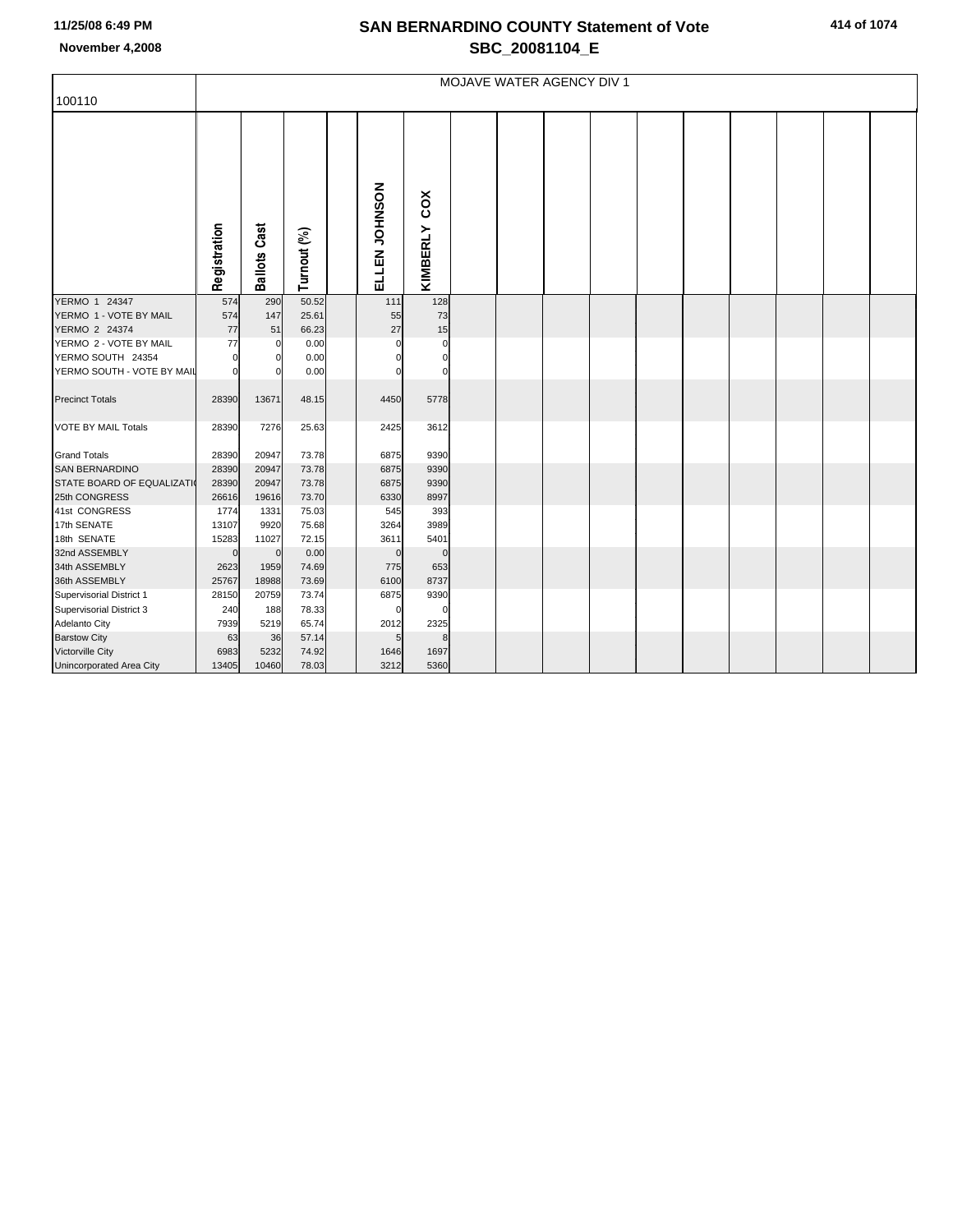# SAN BERNARDINO COUNTY Statement of Vote

## SBC_20081104_E

November 4,2008

| 100110 | MOJAVE WATER AGENCY DIV 1 | | | | | |
|---|---|---|---|---|---|---|
| | Registration | Ballots Cast | Turnout (%) | | ELLEN JOHNSON | KIMBERLY COX |
| YERMO 1 24347 | 574 | 290 | 50.52 | | 111 | 128 |
| YERMO 1 - VOTE BY MAIL | 574 | 147 | 25.61 | | 55 | 73 |
| YERMO 2 24374 | 77 | 51 | 66.23 | | 27 | 15 |
| YERMO 2 - VOTE BY MAIL | 77 | 0 | 0.00 | | 0 | 0 |
| YERMO SOUTH 24354 | 0 | 0 | 0.00 | | 0 | 0 |
| YERMO SOUTH - VOTE BY MAIL | 0 | 0 | 0.00 | | 0 | 0 |
| Precinct Totals | 28390 | 13671 | 48.15 | | 4450 | 5778 |
| VOTE BY MAIL Totals | 28390 | 7276 | 25.63 | | 2425 | 3612 |
| Grand Totals | 28390 | 20947 | 73.78 | | 6875 | 9390 |
| SAN BERNARDINO | 28390 | 20947 | 73.78 | | 6875 | 9390 |
| STATE BOARD OF EQUALIZATIO | 28390 | 20947 | 73.78 | | 6875 | 9390 |
| 25th CONGRESS | 26616 | 19616 | 73.70 | | 6330 | 8997 |
| 41st CONGRESS | 1774 | 1331 | 75.03 | | 545 | 393 |
| 17th SENATE | 13107 | 9920 | 75.68 | | 3264 | 3989 |
| 18th SENATE | 15283 | 11027 | 72.15 | | 3611 | 5401 |
| 32nd ASSEMBLY | 0 | 0 | 0.00 | | 0 | 0 |
| 34th ASSEMBLY | 2623 | 1959 | 74.69 | | 775 | 653 |
| 36th ASSEMBLY | 25767 | 18988 | 73.69 | | 6100 | 8737 |
| Supervisorial District 1 | 28150 | 20759 | 73.74 | | 6875 | 9390 |
| Supervisorial District 3 | 240 | 188 | 78.33 | | 0 | 0 |
| Adelanto City | 7939 | 5219 | 65.74 | | 2012 | 2325 |
| Barstow City | 63 | 36 | 57.14 | | 5 | 8 |
| Victorville City | 6983 | 5232 | 74.92 | | 1646 | 1697 |
| Unincorporated Area City | 13405 | 10460 | 78.03 | | 3212 | 5360 |